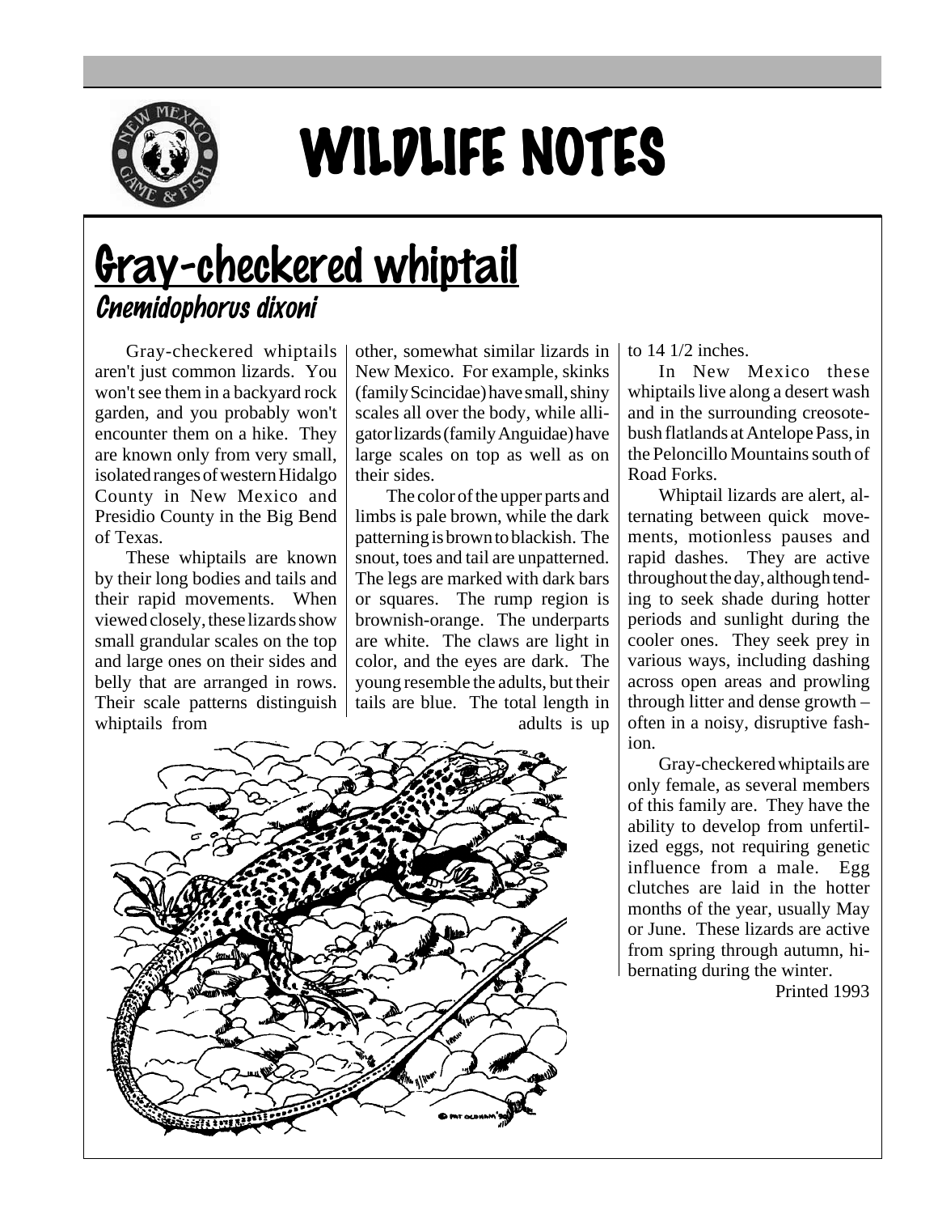# WILDLIFE NOTES

## Gray-checkered whiptail

### *Cnemidophorus dixoni*

Gray-checkered whiptails aren't just common lizards. You won't see them in a backyard rock garden, and you probably won't encounter them on a hike. They are known only from very small, isolated ranges of western Hidalgo County in New Mexico and Presidio County in the Big Bend of Texas.

These whiptails are known by their long bodies and tails and their rapid movements. When viewed closely, these lizards show small grandular scales on the top and large ones on their sides and belly that are arranged in rows. Their scale patterns distinguish whiptails from other, somewhat similar lizards in New Mexico. For example, skinks (family Scincidae) have small, shiny scales all over the body, while alligator lizards (family Anguidae) have large scales on top as well as on their sides.

The color of the upper parts and limbs is pale brown, while the dark patterning is brown to blackish. The snout, toes and tail are unpatterned. The legs are marked with dark bars or squares. The rump region is brownish-orange. The underparts are white. The claws are light in color, and the eyes are dark. The young resemble the adults, but their tails are blue. The total length in adults is up to 14 1/2 inches.

In New Mexico these whiptails live along a desert wash and in the surrounding creosotebush flatlands at Antelope Pass, in the Peloncillo Mountains south of Road Forks.

Whiptail lizards are alert, alternating between quick movements, motionless pauses and rapid dashes. They are active throughout the day, although tending to seek shade during hotter periods and sunlight during the cooler ones. They seek prey in various ways, including dashing across open areas and prowling through litter and dense growth – often in a noisy, disruptive fashion.

Gray-checkered whiptails are only female, as several members of this family are. They have the ability to develop from unfertilized eggs, not requiring genetic influence from a male. Egg clutches are laid in the hotter months of the year, usually May or June. These lizards are active from spring through autumn, hibernating during the winter.

Printed 1993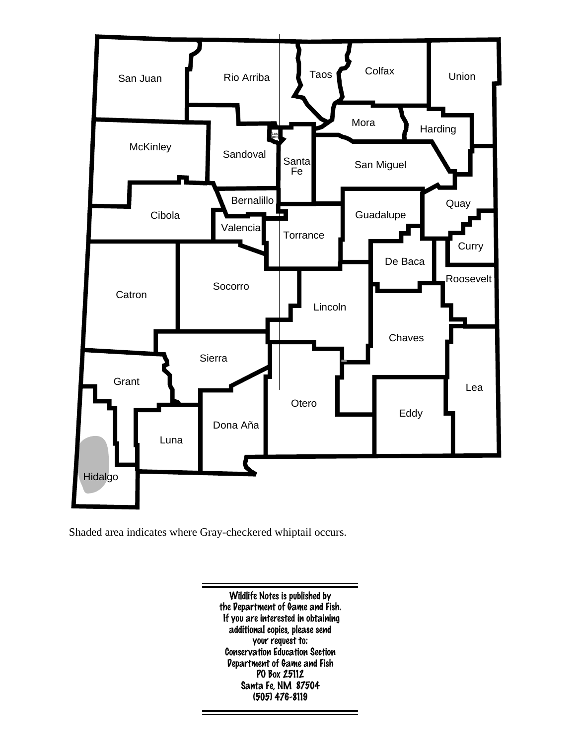San Juan
Rio Arriba
Taos
Colfax
Union
Mora
Harding
Los Alamos
McKinley
Sandoval
Santa Fe
San Miguel
Bernalillo
Quay
Cibola
Guadalupe
Valencia
Torrance
Curry
De Baca
Roosevelt
Catron
Socorro
Lincoln
Chaves
Sierra
Grant
Lea
Otero
Eddy
Dona Aña
Luna
Hidalgo

Shaded area indicates where Gray-checkered whiptail occurs.

Wildlife Notes is published by
the Department of Game and Fish.
If you are interested in obtaining
additional copies, please send
your request to:
Conservation Education Section
Department of Game and Fish
PO Box 25112
Santa Fe, NM 87504
(505) 476-8119